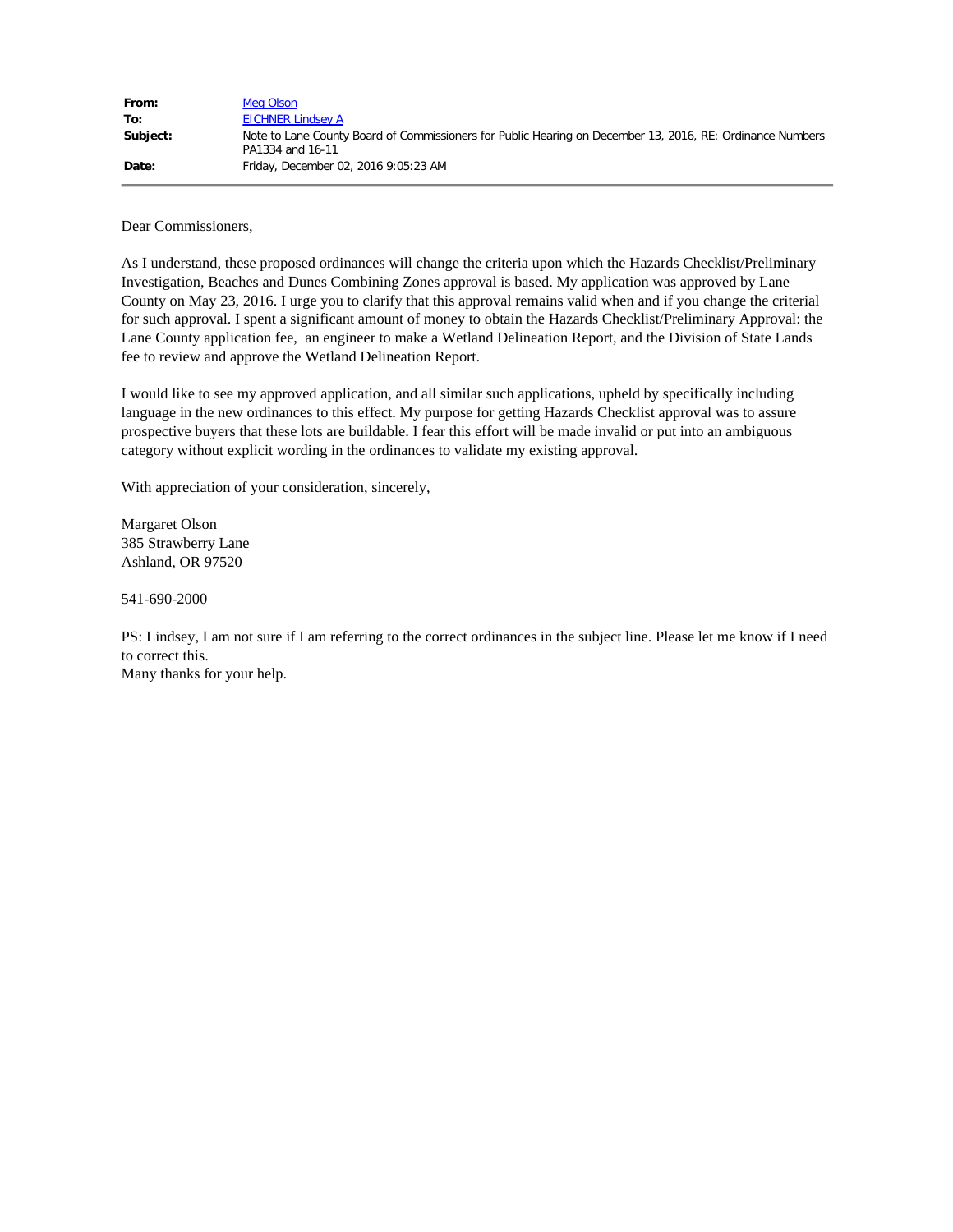| | |
|---|---|
| **From:** | Meg Olson |
| **To:** | EICHNER Lindsey A |
| **Subject:** | Note to Lane County Board of Commissioners for Public Hearing on December 13, 2016, RE: Ordinance Numbers PA1334 and 16-11 |
| **Date:** | Friday, December 02, 2016 9:05:23 AM |

Dear Commissioners,

As I understand, these proposed ordinances will change the criteria upon which the Hazards Checklist/Preliminary Investigation, Beaches and Dunes Combining Zones approval is based. My application was approved by Lane County on May 23, 2016. I urge you to clarify that this approval remains valid when and if you change the criterial for such approval. I spent a significant amount of money to obtain the Hazards Checklist/Preliminary Approval: the Lane County application fee, an engineer to make a Wetland Delineation Report, and the Division of State Lands fee to review and approve the Wetland Delineation Report.

I would like to see my approved application, and all similar such applications, upheld by specifically including language in the new ordinances to this effect. My purpose for getting Hazards Checklist approval was to assure prospective buyers that these lots are buildable. I fear this effort will be made invalid or put into an ambiguous category without explicit wording in the ordinances to validate my existing approval.

With appreciation of your consideration, sincerely,

Margaret Olson
385 Strawberry Lane
Ashland, OR 97520

541-690-2000

PS: Lindsey, I am not sure if I am referring to the correct ordinances in the subject line. Please let me know if I need to correct this.
Many thanks for your help.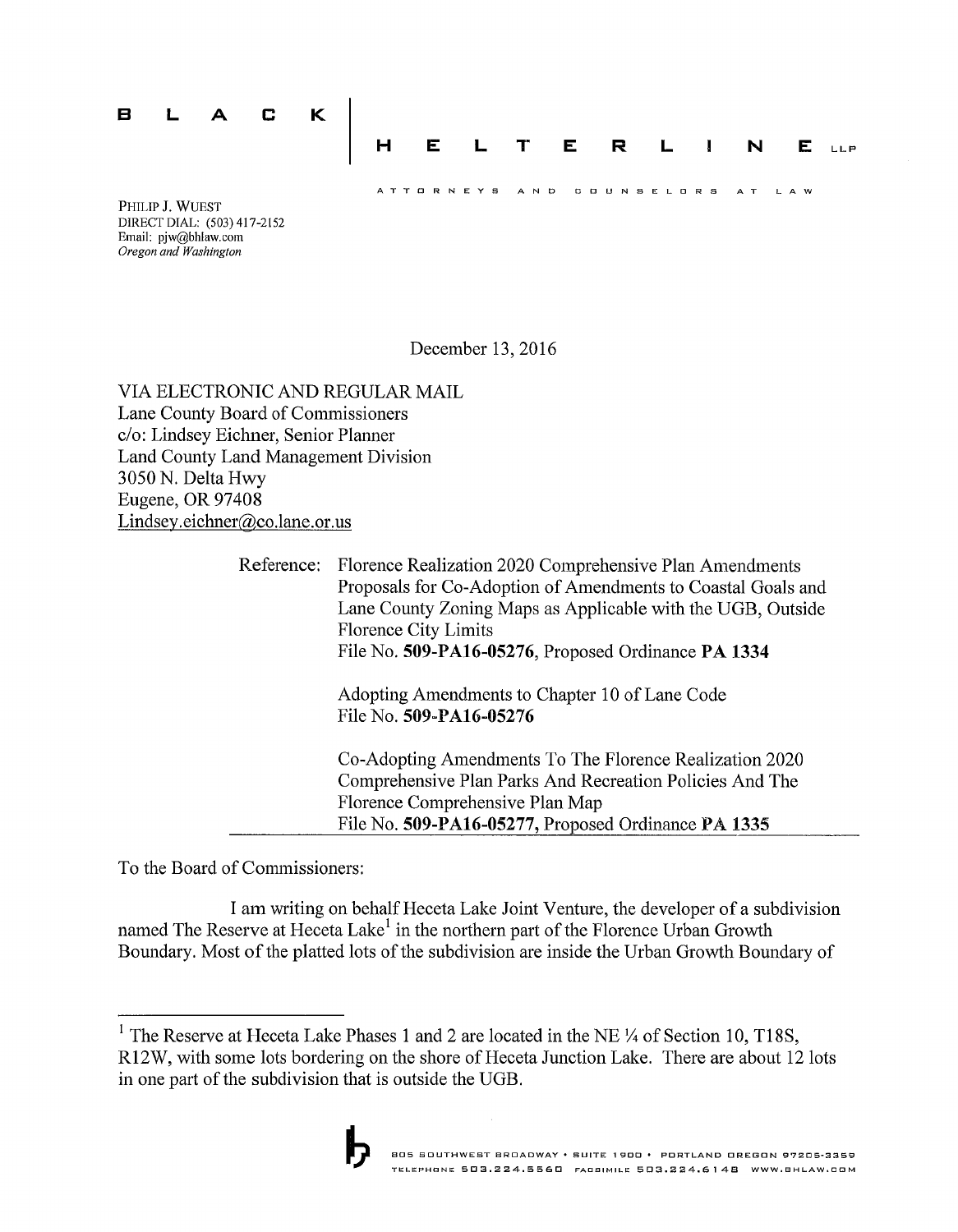BLACK | HELTERLINE LLP

ATTORNEYS AND COUNSELORS AT LAW

PHILIP J. WUEST
DIRECT DIAL: (503) 417-2152
Email: pjw@bhlaw.com
*Oregon and Washington*

December 13, 2016

VIA ELECTRONIC AND REGULAR MAIL
Lane County Board of Commissioners
c/o: Lindsey Eichner, Senior Planner
Land County Land Management Division
3050 N. Delta Hwy
Eugene, OR 97408
Lindsey.eichner@co.lane.or.us

Reference: Florence Realization 2020 Comprehensive Plan Amendments Proposals for Co-Adoption of Amendments to Coastal Goals and Lane County Zoning Maps as Applicable with the UGB, Outside Florence City Limits
File No. **509-PA16-05276**, Proposed Ordinance **PA 1334**

Adopting Amendments to Chapter 10 of Lane Code
File No. **509-PA16-05276**

Co-Adopting Amendments To The Florence Realization 2020 Comprehensive Plan Parks And Recreation Policies And The Florence Comprehensive Plan Map
File No. **509-PA16-05277**, Proposed Ordinance **PA 1335**

To the Board of Commissioners:

I am writing on behalf Heceta Lake Joint Venture, the developer of a subdivision named The Reserve at Heceta Lake[1] in the northern part of the Florence Urban Growth Boundary. Most of the platted lots of the subdivision are inside the Urban Growth Boundary of

---

[1] The Reserve at Heceta Lake Phases 1 and 2 are located in the NE ¼ of Section 10, T18S, R12W, with some lots bordering on the shore of Heceta Junction Lake. There are about 12 lots in one part of the subdivision that is outside the UGB.

805 SOUTHWEST BROADWAY • SUITE 1900 • PORTLAND OREGON 97205-3359
TELEPHONE 503.224.5560 FACSIMILE 503.224.6148 WWW.BHLAW.COM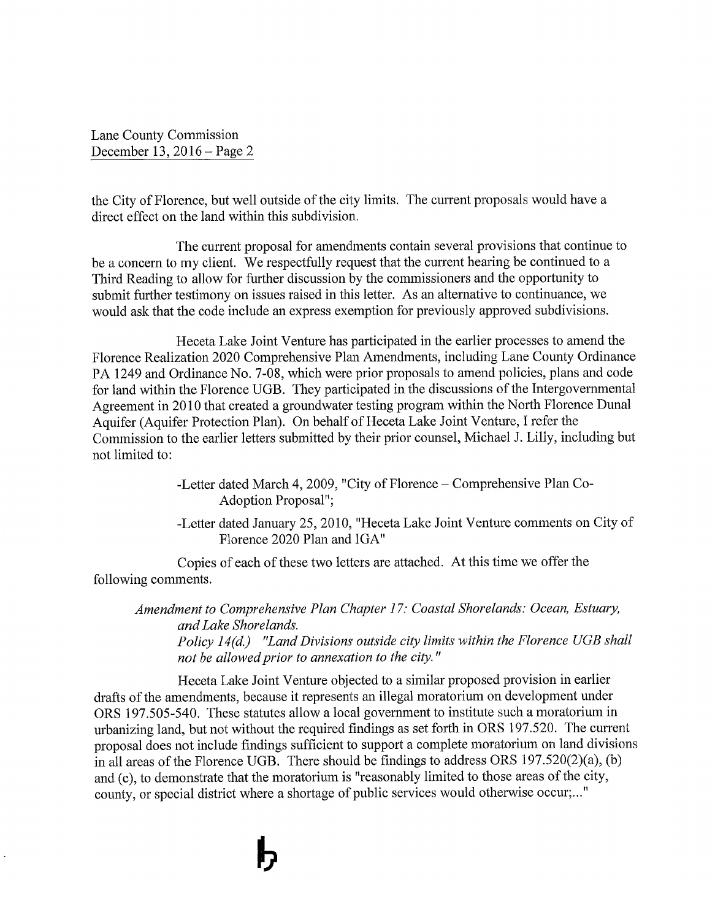the City of Florence, but well outside of the city limits. The current proposals would have a direct effect on the land within this subdivision.

The current proposal for amendments contain several provisions that continue to be a concern to my client. We respectfully request that the current hearing be continued to a Third Reading to allow for further discussion by the commissioners and the opportunity to submit further testimony on issues raised in this letter. As an alternative to continuance, we would ask that the code include an express exemption for previously approved subdivisions.

Heceta Lake Joint Venture has participated in the earlier processes to amend the Florence Realization 2020 Comprehensive Plan Amendments, including Lane County Ordinance PA 1249 and Ordinance No. 7-08, which were prior proposals to amend policies, plans and code for land within the Florence UGB. They participated in the discussions of the Intergovernmental Agreement in 2010 that created a groundwater testing program within the North Florence Dunal Aquifer (Aquifer Protection Plan). On behalf of Heceta Lake Joint Venture, I refer the Commission to the earlier letters submitted by their prior counsel, Michael J. Lilly, including but not limited to:

- -Letter dated March 4, 2009, "City of Florence – Comprehensive Plan Co-Adoption Proposal";
- -Letter dated January 25, 2010, "Heceta Lake Joint Venture comments on City of Florence 2020 Plan and IGA"

Copies of each of these two letters are attached. At this time we offer the following comments.

*Amendment to Comprehensive Plan Chapter 17: Coastal Shorelands: Ocean, Estuary, and Lake Shorelands.*
*Policy 14(d.) "Land Divisions outside city limits within the Florence UGB shall not be allowed prior to annexation to the city."*

Heceta Lake Joint Venture objected to a similar proposed provision in earlier drafts of the amendments, because it represents an illegal moratorium on development under ORS 197.505-540. These statutes allow a local government to institute such a moratorium in urbanizing land, but not without the required findings as set forth in ORS 197.520. The current proposal does not include findings sufficient to support a complete moratorium on land divisions in all areas of the Florence UGB. There should be findings to address ORS 197.520(2)(a), (b) and (c), to demonstrate that the moratorium is "reasonably limited to those areas of the city, county, or special district where a shortage of public services would otherwise occur;..."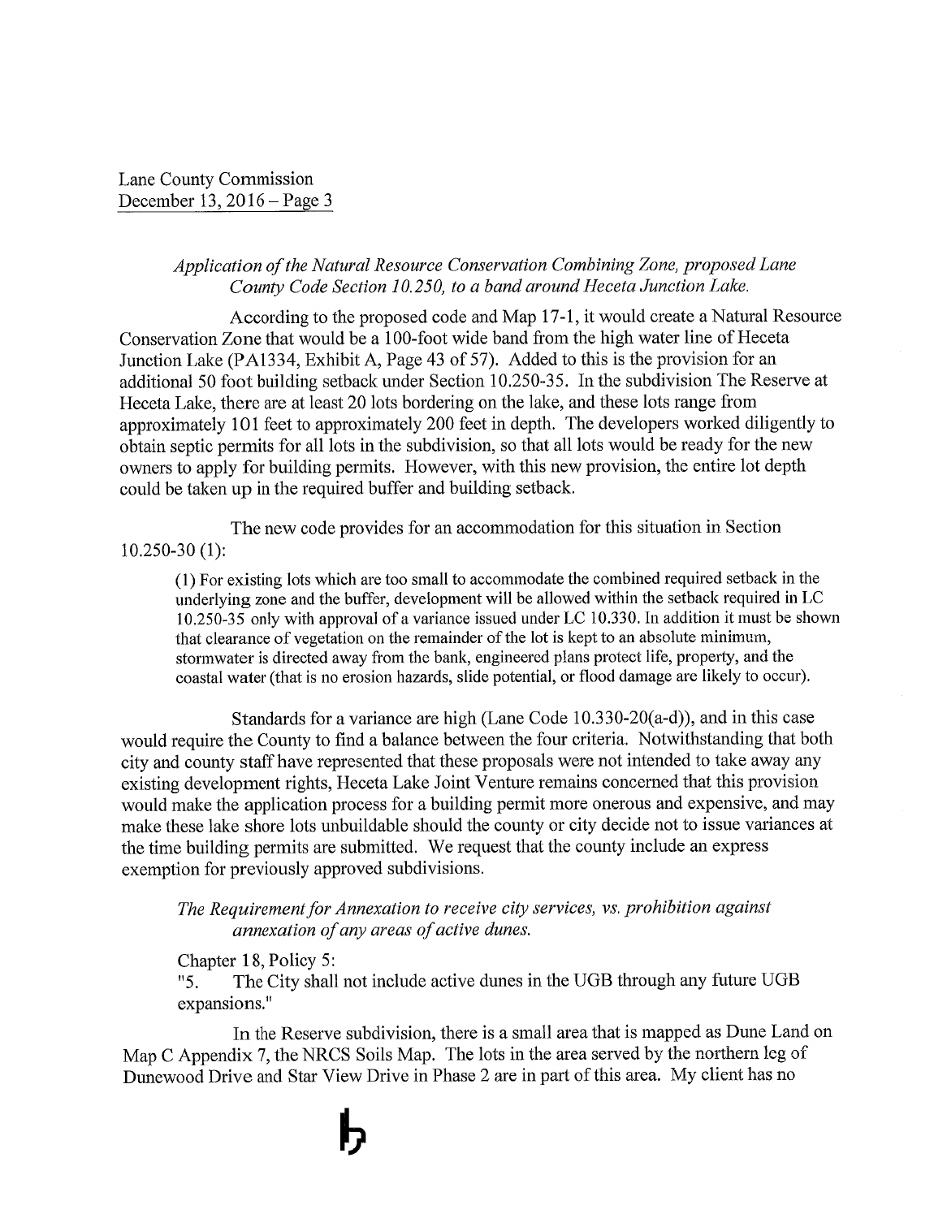*Application of the Natural Resource Conservation Combining Zone, proposed Lane County Code Section 10.250, to a band around Heceta Junction Lake.*

According to the proposed code and Map 17-1, it would create a Natural Resource Conservation Zone that would be a 100-foot wide band from the high water line of Heceta Junction Lake (PA1334, Exhibit A, Page 43 of 57). Added to this is the provision for an additional 50 foot building setback under Section 10.250-35. In the subdivision The Reserve at Heceta Lake, there are at least 20 lots bordering on the lake, and these lots range from approximately 101 feet to approximately 200 feet in depth. The developers worked diligently to obtain septic permits for all lots in the subdivision, so that all lots would be ready for the new owners to apply for building permits. However, with this new provision, the entire lot depth could be taken up in the required buffer and building setback.

The new code provides for an accommodation for this situation in Section 10.250-30 (1):

> (1) For existing lots which are too small to accommodate the combined required setback in the underlying zone and the buffer, development will be allowed within the setback required in LC 10.250-35 only with approval of a variance issued under LC 10.330. In addition it must be shown that clearance of vegetation on the remainder of the lot is kept to an absolute minimum, stormwater is directed away from the bank, engineered plans protect life, property, and the coastal water (that is no erosion hazards, slide potential, or flood damage are likely to occur).

Standards for a variance are high (Lane Code 10.330-20(a-d)), and in this case would require the County to find a balance between the four criteria. Notwithstanding that both city and county staff have represented that these proposals were not intended to take away any existing development rights, Heceta Lake Joint Venture remains concerned that this provision would make the application process for a building permit more onerous and expensive, and may make these lake shore lots unbuildable should the county or city decide not to issue variances at the time building permits are submitted. We request that the county include an express exemption for previously approved subdivisions.

*The Requirement for Annexation to receive city services, vs. prohibition against annexation of any areas of active dunes.*

Chapter 18, Policy 5:

"5. The City shall not include active dunes in the UGB through any future UGB expansions."

In the Reserve subdivision, there is a small area that is mapped as Dune Land on Map C Appendix 7, the NRCS Soils Map. The lots in the area served by the northern leg of Dunewood Drive and Star View Drive in Phase 2 are in part of this area. My client has no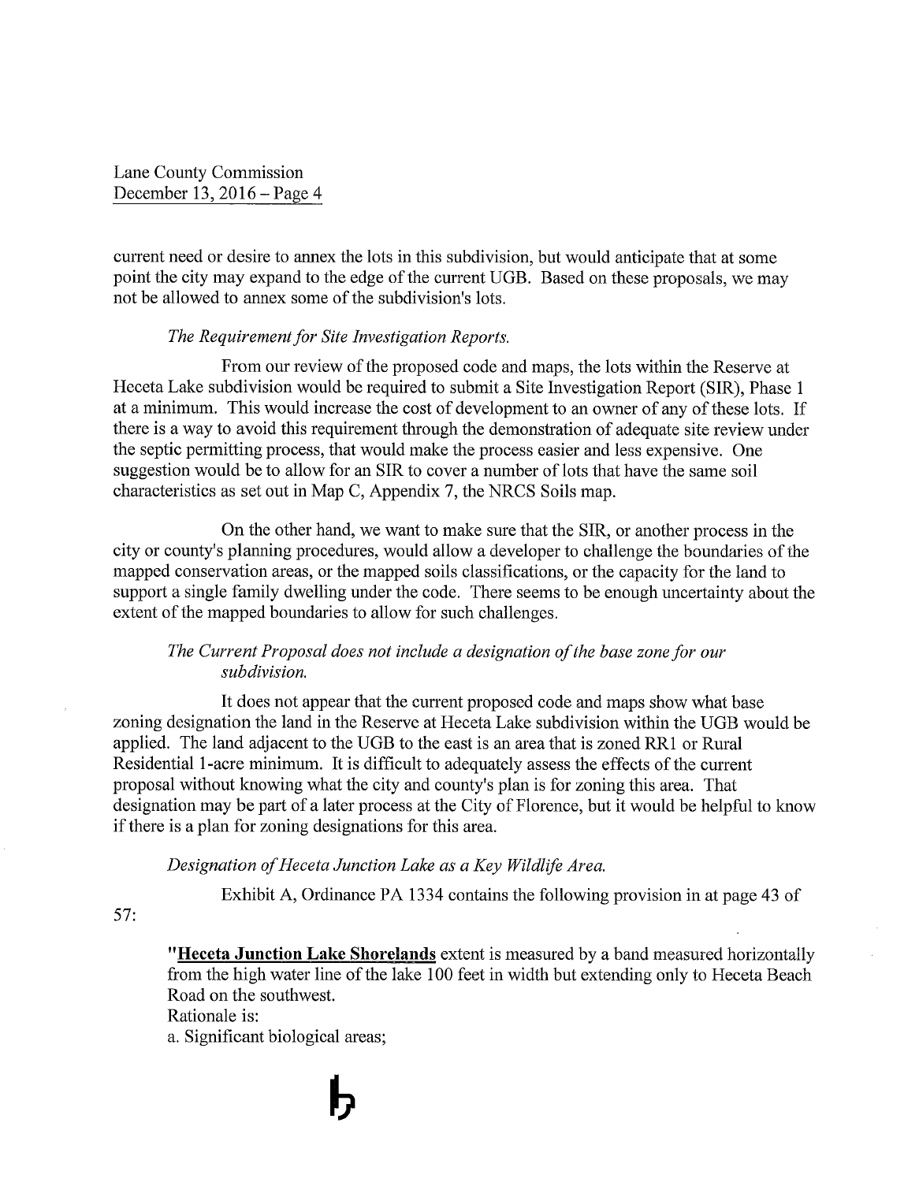current need or desire to annex the lots in this subdivision, but would anticipate that at some point the city may expand to the edge of the current UGB. Based on these proposals, we may not be allowed to annex some of the subdivision's lots.

*The Requirement for Site Investigation Reports.*

From our review of the proposed code and maps, the lots within the Reserve at Heceta Lake subdivision would be required to submit a Site Investigation Report (SIR), Phase 1 at a minimum. This would increase the cost of development to an owner of any of these lots. If there is a way to avoid this requirement through the demonstration of adequate site review under the septic permitting process, that would make the process easier and less expensive. One suggestion would be to allow for an SIR to cover a number of lots that have the same soil characteristics as set out in Map C, Appendix 7, the NRCS Soils map.

On the other hand, we want to make sure that the SIR, or another process in the city or county's planning procedures, would allow a developer to challenge the boundaries of the mapped conservation areas, or the mapped soils classifications, or the capacity for the land to support a single family dwelling under the code. There seems to be enough uncertainty about the extent of the mapped boundaries to allow for such challenges.

*The Current Proposal does not include a designation of the base zone for our subdivision.*

It does not appear that the current proposed code and maps show what base zoning designation the land in the Reserve at Heceta Lake subdivision within the UGB would be applied. The land adjacent to the UGB to the east is an area that is zoned RR1 or Rural Residential 1-acre minimum. It is difficult to adequately assess the effects of the current proposal without knowing what the city and county's plan is for zoning this area. That designation may be part of a later process at the City of Florence, but it would be helpful to know if there is a plan for zoning designations for this area.

*Designation of Heceta Junction Lake as a Key Wildlife Area.*

Exhibit A, Ordinance PA 1334 contains the following provision in at page 43 of 57:

> "**Heceta Junction Lake Shorelands** extent is measured by a band measured horizontally from the high water line of the lake 100 feet in width but extending only to Heceta Beach Road on the southwest.
> Rationale is:
> a. Significant biological areas;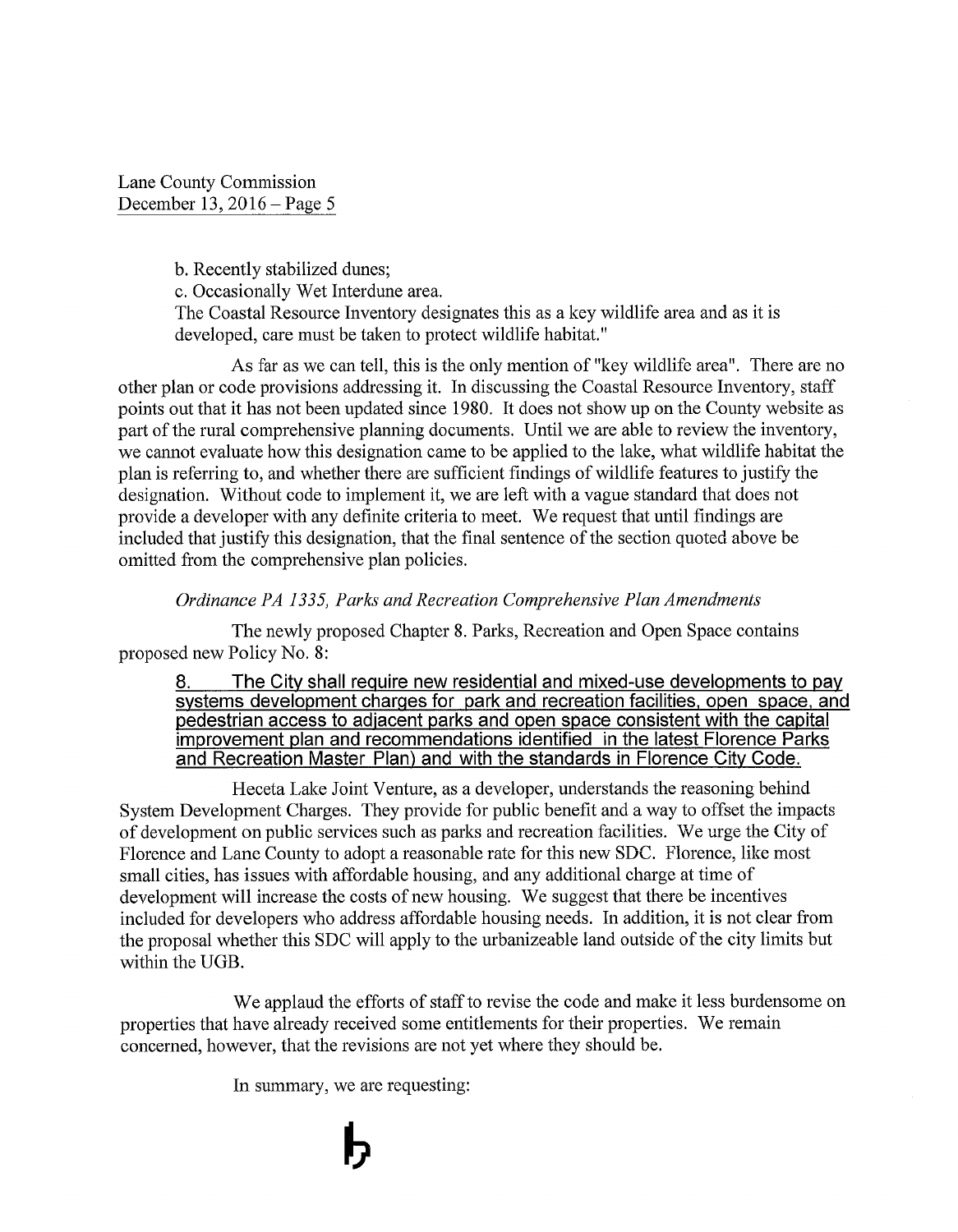b. Recently stabilized dunes;

c. Occasionally Wet Interdune area.

The Coastal Resource Inventory designates this as a key wildlife area and as it is developed, care must be taken to protect wildlife habitat."

As far as we can tell, this is the only mention of "key wildlife area". There are no other plan or code provisions addressing it. In discussing the Coastal Resource Inventory, staff points out that it has not been updated since 1980. It does not show up on the County website as part of the rural comprehensive planning documents. Until we are able to review the inventory, we cannot evaluate how this designation came to be applied to the lake, what wildlife habitat the plan is referring to, and whether there are sufficient findings of wildlife features to justify the designation. Without code to implement it, we are left with a vague standard that does not provide a developer with any definite criteria to meet. We request that until findings are included that justify this designation, that the final sentence of the section quoted above be omitted from the comprehensive plan policies.

*Ordinance PA 1335, Parks and Recreation Comprehensive Plan Amendments*

The newly proposed Chapter 8. Parks, Recreation and Open Space contains proposed new Policy No. 8:

> <u>8. The City shall require new residential and mixed-use developments to pay systems development charges for park and recreation facilities, open space, and pedestrian access to adjacent parks and open space consistent with the capital improvement plan and recommendations identified in the latest Florence Parks and Recreation Master Plan) and with the standards in Florence City Code.</u>

Heceta Lake Joint Venture, as a developer, understands the reasoning behind System Development Charges. They provide for public benefit and a way to offset the impacts of development on public services such as parks and recreation facilities. We urge the City of Florence and Lane County to adopt a reasonable rate for this new SDC. Florence, like most small cities, has issues with affordable housing, and any additional charge at time of development will increase the costs of new housing. We suggest that there be incentives included for developers who address affordable housing needs. In addition, it is not clear from the proposal whether this SDC will apply to the urbanizeable land outside of the city limits but within the UGB.

We applaud the efforts of staff to revise the code and make it less burdensome on properties that have already received some entitlements for their properties. We remain concerned, however, that the revisions are not yet where they should be.

In summary, we are requesting: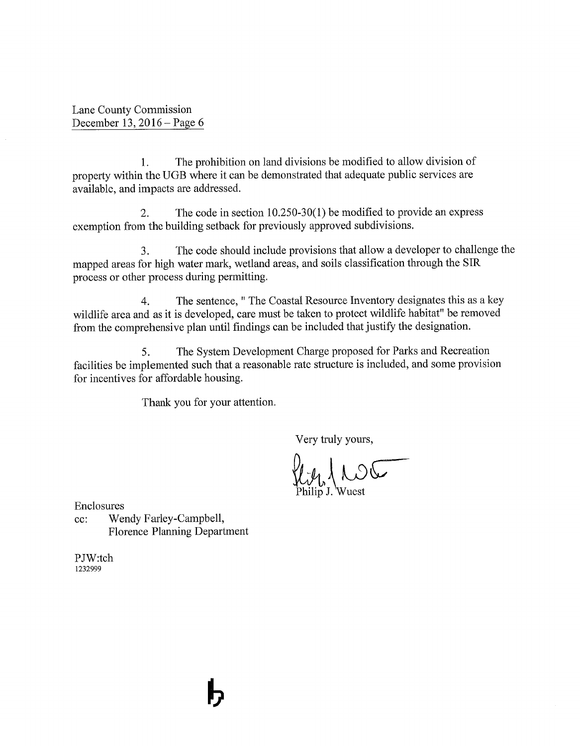1. The prohibition on land divisions be modified to allow division of property within the UGB where it can be demonstrated that adequate public services are available, and impacts are addressed.

2. The code in section 10.250-30(1) be modified to provide an express exemption from the building setback for previously approved subdivisions.

3. The code should include provisions that allow a developer to challenge the mapped areas for high water mark, wetland areas, and soils classification through the SIR process or other process during permitting.

4. The sentence, " The Coastal Resource Inventory designates this as a key wildlife area and as it is developed, care must be taken to protect wildlife habitat" be removed from the comprehensive plan until findings can be included that justify the designation.

5. The System Development Charge proposed for Parks and Recreation facilities be implemented such that a reasonable rate structure is included, and some provision for incentives for affordable housing.

Thank you for your attention.

Very truly yours,

Philip J. Wuest

Enclosures
cc: Wendy Farley-Campbell,
Florence Planning Department

PJW:tch
1232999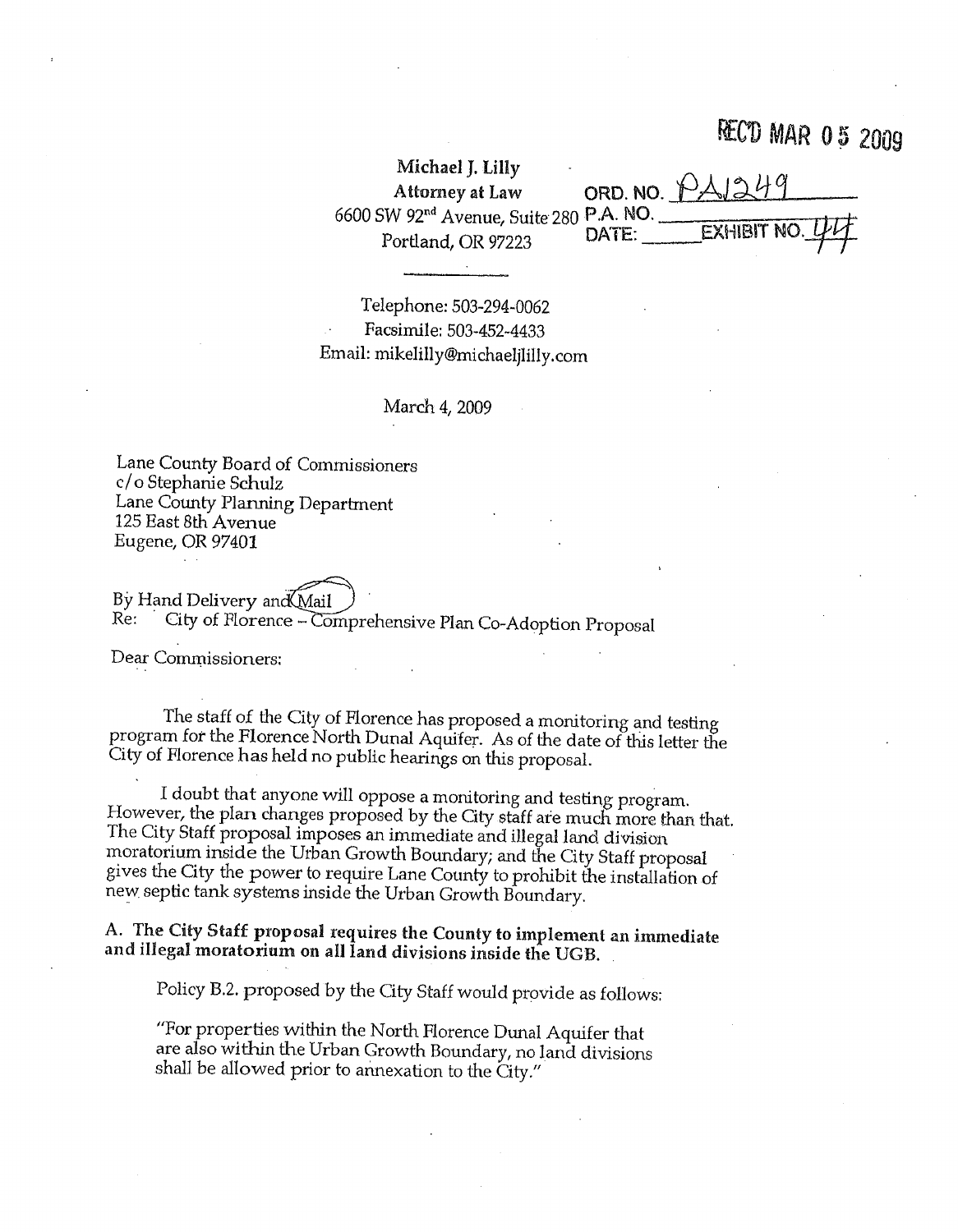RECD MAR 05 2009

Michael J. Lilly
Attorney at Law
6600 SW 92nd Avenue, Suite 280
Portland, OR 97223

ORD. NO. PA1249
P.A. NO. ______
DATE: ______ EXHIBIT NO. 44

---

Telephone: 503-294-0062
Facsimile: 503-452-4433
Email: mikelilly@michaeljlilly.com

March 4, 2009

Lane County Board of Commissioners
c/o Stephanie Schulz
Lane County Planning Department
125 East 8th Avenue
Eugene, OR 97401

By Hand Delivery and Mail
Re: City of Florence – Comprehensive Plan Co-Adoption Proposal

Dear Commissioners:

The staff of the City of Florence has proposed a monitoring and testing program for the Florence North Dunal Aquifer. As of the date of this letter the City of Florence has held no public hearings on this proposal.

I doubt that anyone will oppose a monitoring and testing program. However, the plan changes proposed by the City staff are much more than that. The City Staff proposal imposes an immediate and illegal land division moratorium inside the Urban Growth Boundary; and the City Staff proposal gives the City the power to require Lane County to prohibit the installation of new septic tank systems inside the Urban Growth Boundary.

**A. The City Staff proposal requires the County to implement an immediate and illegal moratorium on all land divisions inside the UGB.**

Policy B.2. proposed by the City Staff would provide as follows:

"For properties within the North Florence Dunal Aquifer that are also within the Urban Growth Boundary, no land divisions shall be allowed prior to annexation to the City."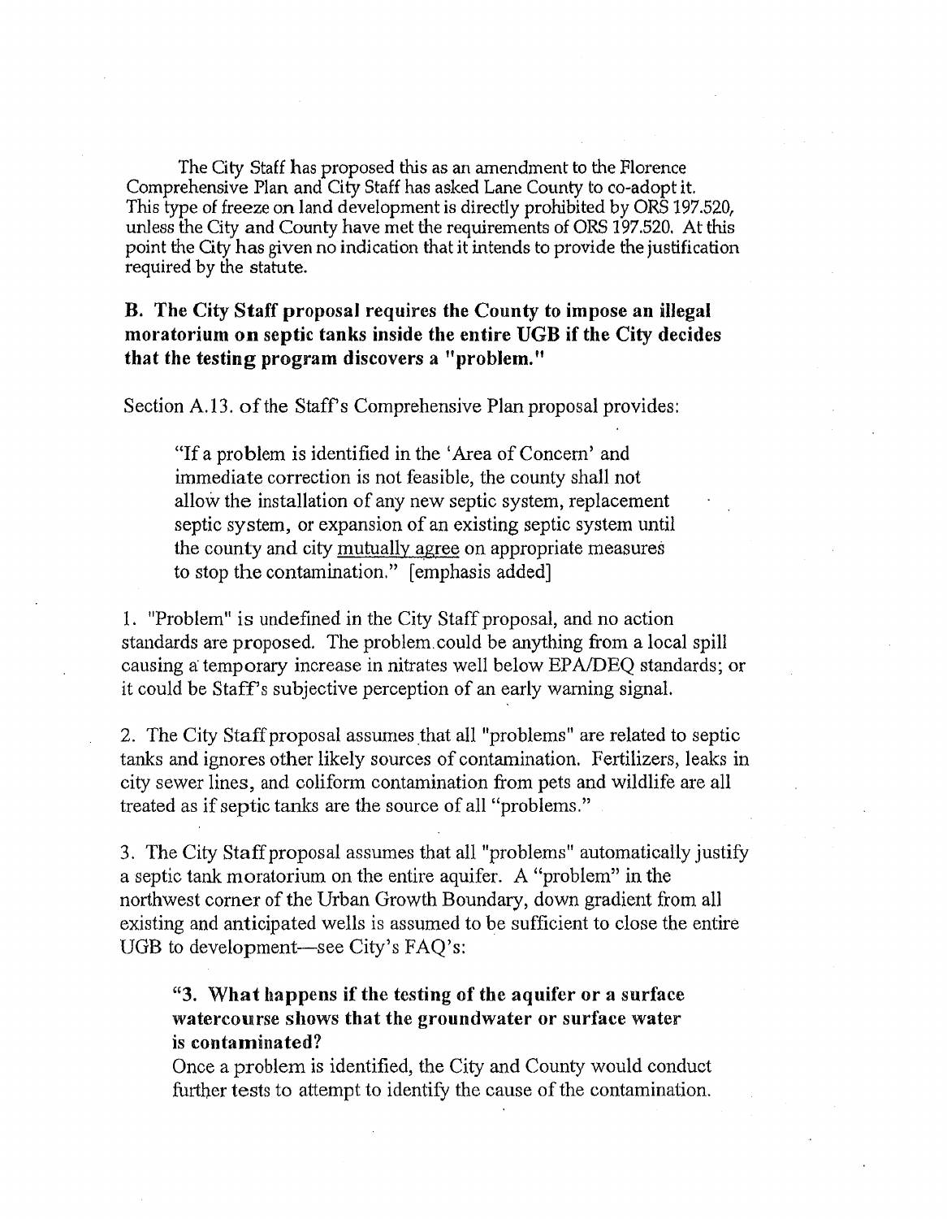The City Staff has proposed this as an amendment to the Florence Comprehensive Plan and City Staff has asked Lane County to co-adopt it. This type of freeze on land development is directly prohibited by ORS 197.520, unless the City and County have met the requirements of ORS 197.520. At this point the City has given no indication that it intends to provide the justification required by the statute.

**B. The City Staff proposal requires the County to impose an illegal moratorium on septic tanks inside the entire UGB if the City decides that the testing program discovers a "problem."**

Section A.13. of the Staff's Comprehensive Plan proposal provides:

> "If a problem is identified in the 'Area of Concern' and immediate correction is not feasible, the county shall not allow the installation of any new septic system, replacement septic system, or expansion of an existing septic system until the county and city <u>mutually agree</u> on appropriate measures to stop the contamination." [emphasis added]

1. "Problem" is undefined in the City Staff proposal, and no action standards are proposed. The problem could be anything from a local spill causing a temporary increase in nitrates well below EPA/DEQ standards; or it could be Staff's subjective perception of an early warning signal.

2. The City Staff proposal assumes that all "problems" are related to septic tanks and ignores other likely sources of contamination. Fertilizers, leaks in city sewer lines, and coliform contamination from pets and wildlife are all treated as if septic tanks are the source of all "problems."

3. The City Staff proposal assumes that all "problems" automatically justify a septic tank moratorium on the entire aquifer. A "problem" in the northwest corner of the Urban Growth Boundary, down gradient from all existing and anticipated wells is assumed to be sufficient to close the entire UGB to development—see City's FAQ's:

> **"3. What happens if the testing of the aquifer or a surface watercourse shows that the groundwater or surface water is contaminated?**
>
> Once a problem is identified, the City and County would conduct further tests to attempt to identify the cause of the contamination.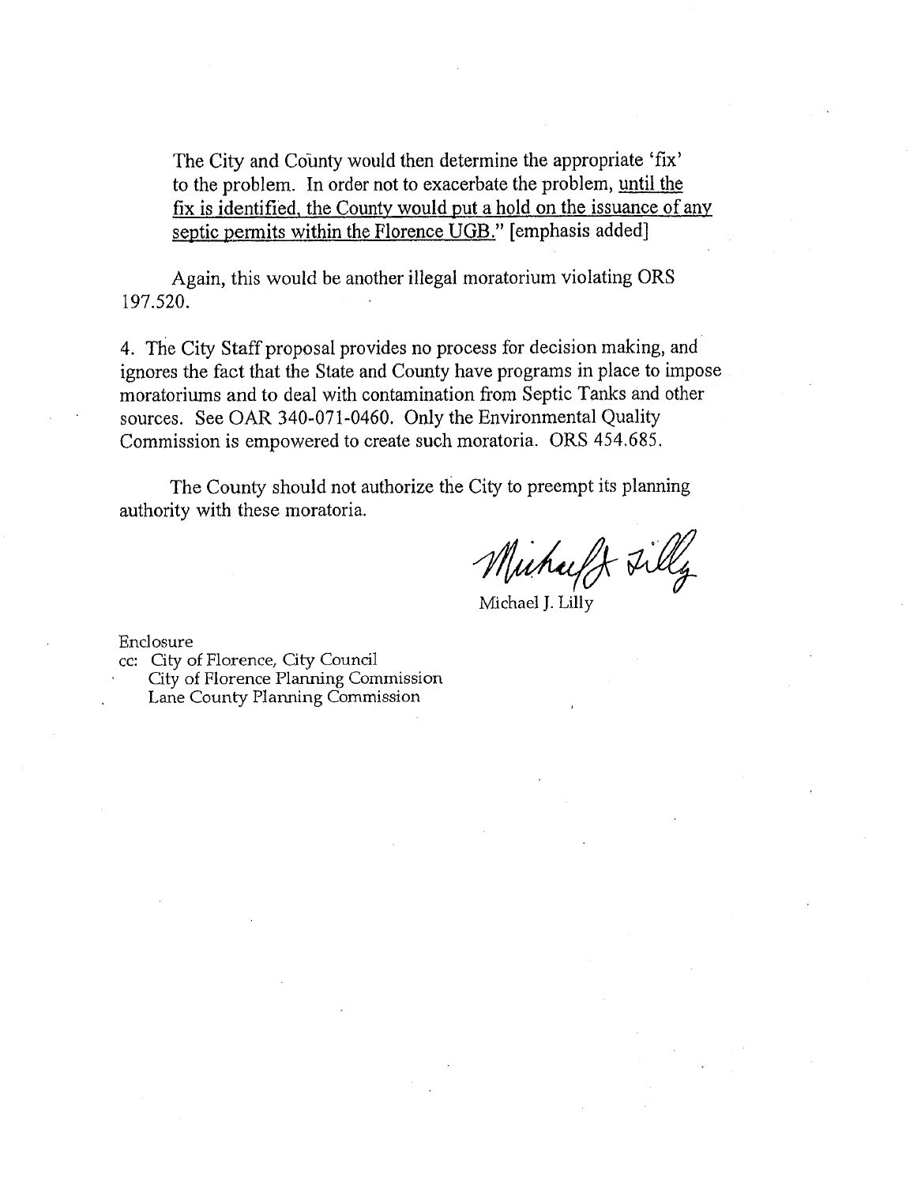The City and County would then determine the appropriate 'fix' to the problem. In order not to exacerbate the problem, <u>until the fix is identified, the County would put a hold on the issuance of any septic permits within the Florence UGB.</u>" [emphasis added]

Again, this would be another illegal moratorium violating ORS 197.520.

4. The City Staff proposal provides no process for decision making, and ignores the fact that the State and County have programs in place to impose moratoriums and to deal with contamination from Septic Tanks and other sources. See OAR 340-071-0460. Only the Environmental Quality Commission is empowered to create such moratoria. ORS 454.685.

The County should not authorize the City to preempt its planning authority with these moratoria.

Michael J. Lilly

Enclosure

cc: City of Florence, City Council
City of Florence Planning Commission
Lane County Planning Commission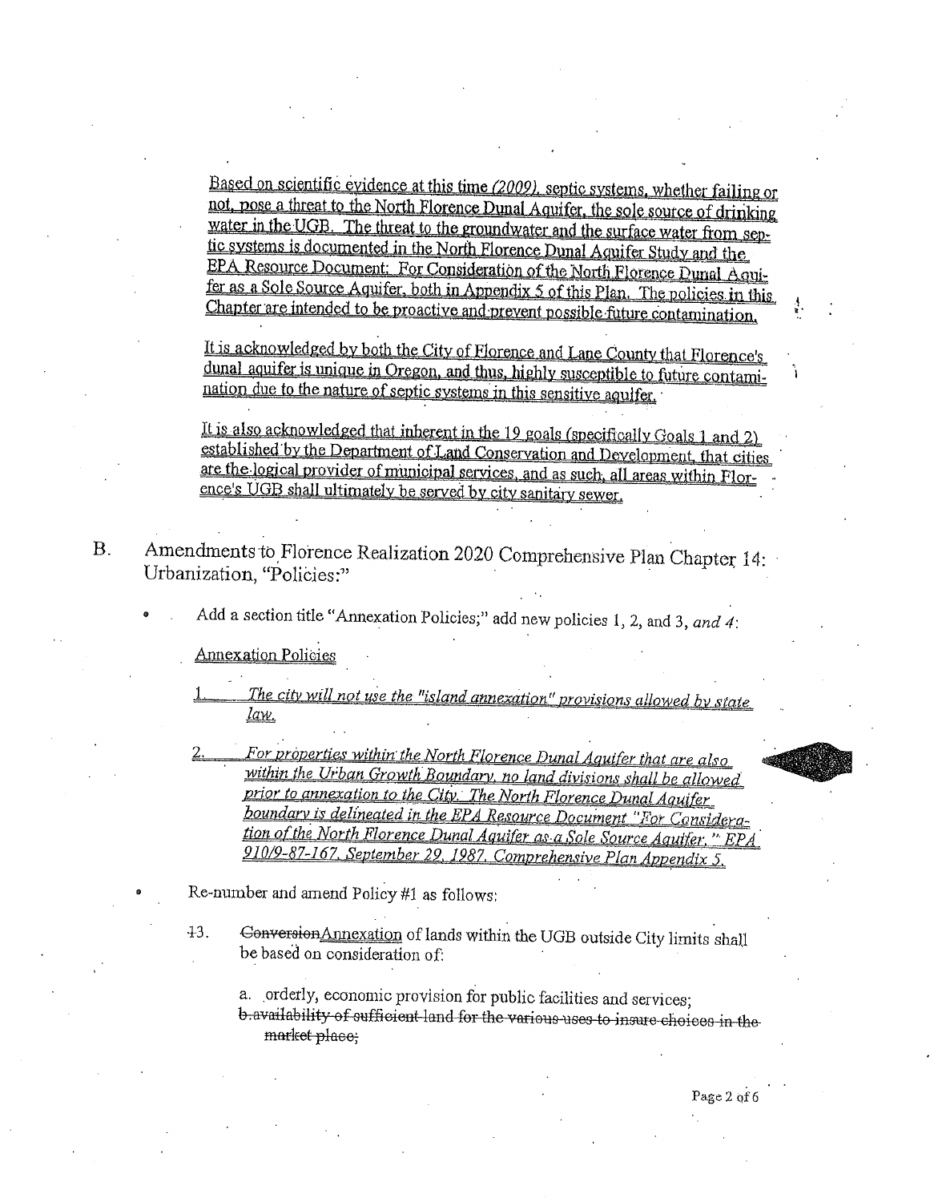Based on scientific evidence at this time *(2009)*, septic systems, whether failing or not, pose a threat to the North Florence Dunal Aquifer, the sole source of drinking water in the UGB. The threat to the groundwater and the surface water from septic systems is documented in the North Florence Dunal Aquifer Study and the EPA Resource Document: For Consideration of the North Florence Dunal Aquifer as a Sole Source Aquifer, both in Appendix 5 of this Plan. The policies in this Chapter are intended to be proactive and prevent possible future contamination.

It is acknowledged by both the City of Florence and Lane County that Florence's dunal aquifer is unique in Oregon, and thus, highly susceptible to future contamination due to the nature of septic systems in this sensitive aquifer.

It is also acknowledged that inherent in the 19 goals (specifically Goals 1 and 2) established by the Department of Land Conservation and Development, that cities are the logical provider of municipal services, and as such, all areas within Florence's UGB shall ultimately be served by city sanitary sewer.

B. Amendments to Florence Realization 2020 Comprehensive Plan Chapter 14: Urbanization, "Policies:"

- Add a section title "Annexation Policies;" add new policies 1, 2, and 3, *and 4*:

  Annexation Policies

  1. *The city will not use the "island annexation" provisions allowed by state law.*

  2. *For properties within the North Florence Dunal Aquifer that are also within the Urban Growth Boundary, no land divisions shall be allowed prior to annexation to the City. The North Florence Dunal Aquifer boundary is delineated in the EPA Resource Document "For Consideration of the North Florence Dunal Aquifer as a Sole Source Aquifer," EPA 910/9-87-167, September 29, 1987, Comprehensive Plan Appendix 5.*

- Re-number and amend Policy #1 as follows:

  ~~1~~3. ~~Conversion~~Annexation of lands within the UGB outside City limits shall be based on consideration of:

  a. orderly, economic provision for public facilities and services;
  ~~b. availability of sufficient land for the various uses to insure choices in the market place;~~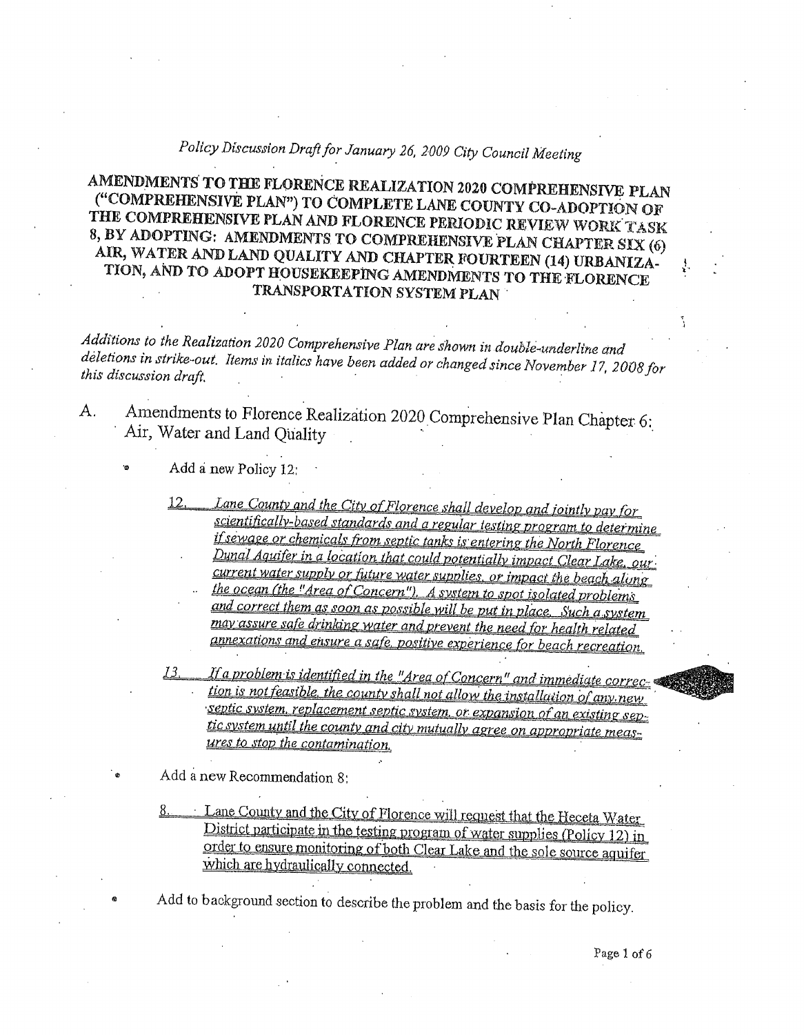*Policy Discussion Draft for January 26, 2009 City Council Meeting*

# AMENDMENTS TO THE FLORENCE REALIZATION 2020 COMPREHENSIVE PLAN ("COMPREHENSIVE PLAN") TO COMPLETE LANE COUNTY CO-ADOPTION OF THE COMPREHENSIVE PLAN AND FLORENCE PERIODIC REVIEW WORK TASK 8, BY ADOPTING: AMENDMENTS TO COMPREHENSIVE PLAN CHAPTER SIX (6) AIR, WATER AND LAND QUALITY AND CHAPTER FOURTEEN (14) URBANIZATION, AND TO ADOPT HOUSEKEEPING AMENDMENTS TO THE FLORENCE TRANSPORTATION SYSTEM PLAN

*Additions to the Realization 2020 Comprehensive Plan are shown in double-underline and deletions in strike-out. Items in italics have been added or changed since November 17, 2008 for this discussion draft.*

## A. Amendments to Florence Realization 2020 Comprehensive Plan Chapter 6: Air, Water and Land Quality

- Add a new Policy 12:

  12. *Lane County and the City of Florence shall develop and jointly pay for scientifically-based standards and a regular testing program to determine if sewage or chemicals from septic tanks is entering the North Florence Dunal Aquifer in a location that could potentially impact Clear Lake, our current water supply or future water supplies, or impact the beach along the ocean (the "Area of Concern"). A system to spot isolated problems and correct them as soon as possible will be put in place. Such a system may assure safe drinking water and prevent the need for health related annexations and ensure a safe, positive experience for beach recreation.*

  13. *If a problem is identified in the "Area of Concern" and immediate correction is not feasible, the county shall not allow the installation of any new septic system, replacement septic system, or expansion of an existing septic system until the county and city mutually agree on appropriate measures to stop the contamination.*

- Add a new Recommendation 8:

  8. Lane County and the City of Florence will request that the Heceta Water District participate in the testing program of water supplies (Policy 12) in order to ensure monitoring of both Clear Lake and the sole source aquifer which are hydraulically connected.

- Add to background section to describe the problem and the basis for the policy.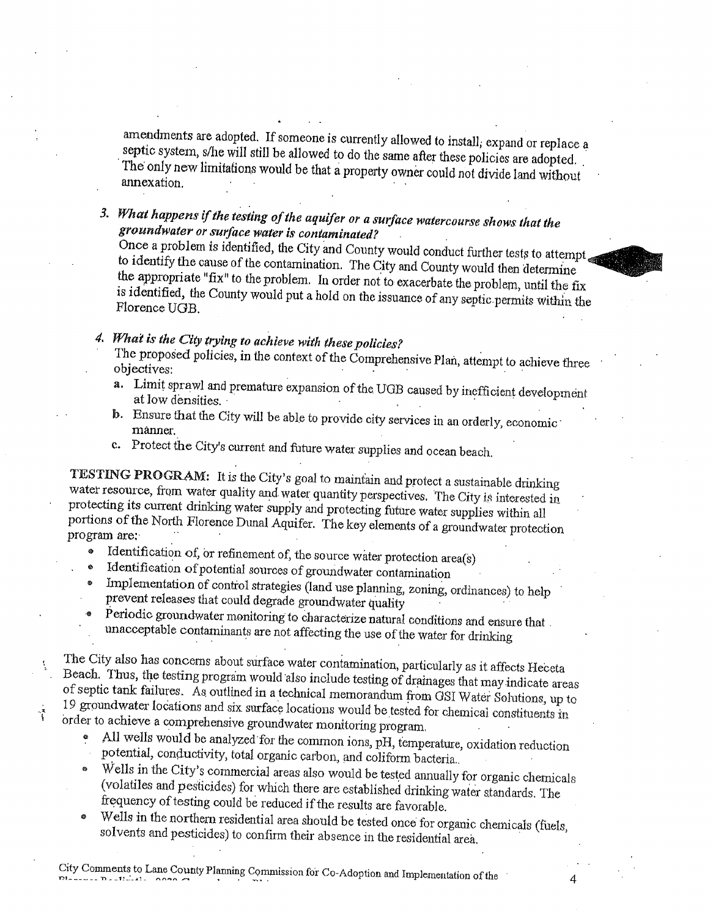amendments are adopted. If someone is currently allowed to install, expand or replace a septic system, s/he will still be allowed to do the same after these policies are adopted. The only new limitations would be that a property owner could not divide land without annexation.

3. ***What happens if the testing of the aquifer or a surface watercourse shows that the groundwater or surface water is contaminated?***
   Once a problem is identified, the City and County would conduct further tests to attempt to identify the cause of the contamination. The City and County would then determine the appropriate "fix" to the problem. In order not to exacerbate the problem, until the fix is identified, the County would put a hold on the issuance of any septic permits within the Florence UGB.

4. ***What is the City trying to achieve with these policies?***
   The proposed policies, in the context of the Comprehensive Plan, attempt to achieve three objectives:
   a. Limit sprawl and premature expansion of the UGB caused by inefficient development at low densities.
   b. Ensure that the City will be able to provide city services in an orderly, economic manner.
   c. Protect the City's current and future water supplies and ocean beach.

**TESTING PROGRAM:** It is the City's goal to maintain and protect a sustainable drinking water resource, from water quality and water quantity perspectives. The City is interested in protecting its current drinking water supply and protecting future water supplies within all portions of the North Florence Dunal Aquifer. The key elements of a groundwater protection program are:

- Identification of, or refinement of, the source water protection area(s)
- Identification of potential sources of groundwater contamination
- Implementation of control strategies (land use planning, zoning, ordinances) to help prevent releases that could degrade groundwater quality
- Periodic groundwater monitoring to characterize natural conditions and ensure that unacceptable contaminants are not affecting the use of the water for drinking

The City also has concerns about surface water contamination, particularly as it affects Heceta Beach. Thus, the testing program would also include testing of drainages that may indicate areas of septic tank failures. As outlined in a technical memorandum from GSI Water Solutions, up to 19 groundwater locations and six surface locations would be tested for chemical constituents in order to achieve a comprehensive groundwater monitoring program.

- All wells would be analyzed for the common ions, pH, temperature, oxidation reduction potential, conductivity, total organic carbon, and coliform bacteria.
- Wells in the City's commercial areas also would be tested annually for organic chemicals (volatiles and pesticides) for which there are established drinking water standards. The frequency of testing could be reduced if the results are favorable.
- Wells in the northern residential area should be tested once for organic chemicals (fuels, solvents and pesticides) to confirm their absence in the residential area.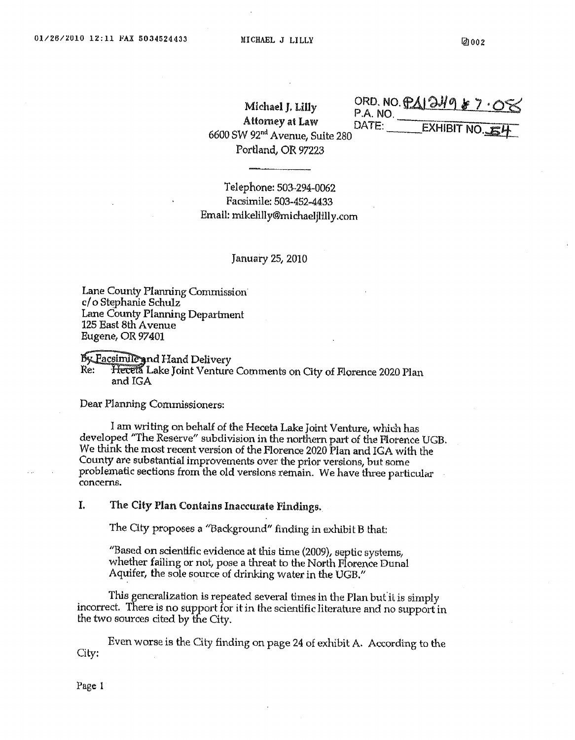Michael J. Lilly
Attorney at Law
6600 SW 92nd Avenue, Suite 280
Portland, OR 97223

ORD. NO. PA1249 # 7.08
P.A. NO. ______
DATE: ______ EXHIBIT NO. 54

---

Telephone: 503-294-0062
Facsimile: 503-452-4433
Email: mikelilly@michaeljlilly.com

January 25, 2010

Lane County Planning Commission
c/o Stephanie Schulz
Lane County Planning Department
125 East 8th Avenue
Eugene, OR 97401

By Facsimile and Hand Delivery

Re: Heceta Lake Joint Venture Comments on City of Florence 2020 Plan and IGA

Dear Planning Commissioners:

I am writing on behalf of the Heceta Lake Joint Venture, which has developed "The Reserve" subdivision in the northern part of the Florence UGB. We think the most recent version of the Florence 2020 Plan and IGA with the County are substantial improvements over the prior versions, but some problematic sections from the old versions remain. We have three particular concerns.

## I. The City Plan Contains Inaccurate Findings.

The City proposes a "Background" finding in exhibit B that:

> "Based on scientific evidence at this time (2009), septic systems, whether failing or not, pose a threat to the North Florence Dunal Aquifer, the sole source of drinking water in the UGB."

This generalization is repeated several times in the Plan but it is simply incorrect. There is no support for it in the scientific literature and no support in the two sources cited by the City.

Even worse is the City finding on page 24 of exhibit A. According to the City: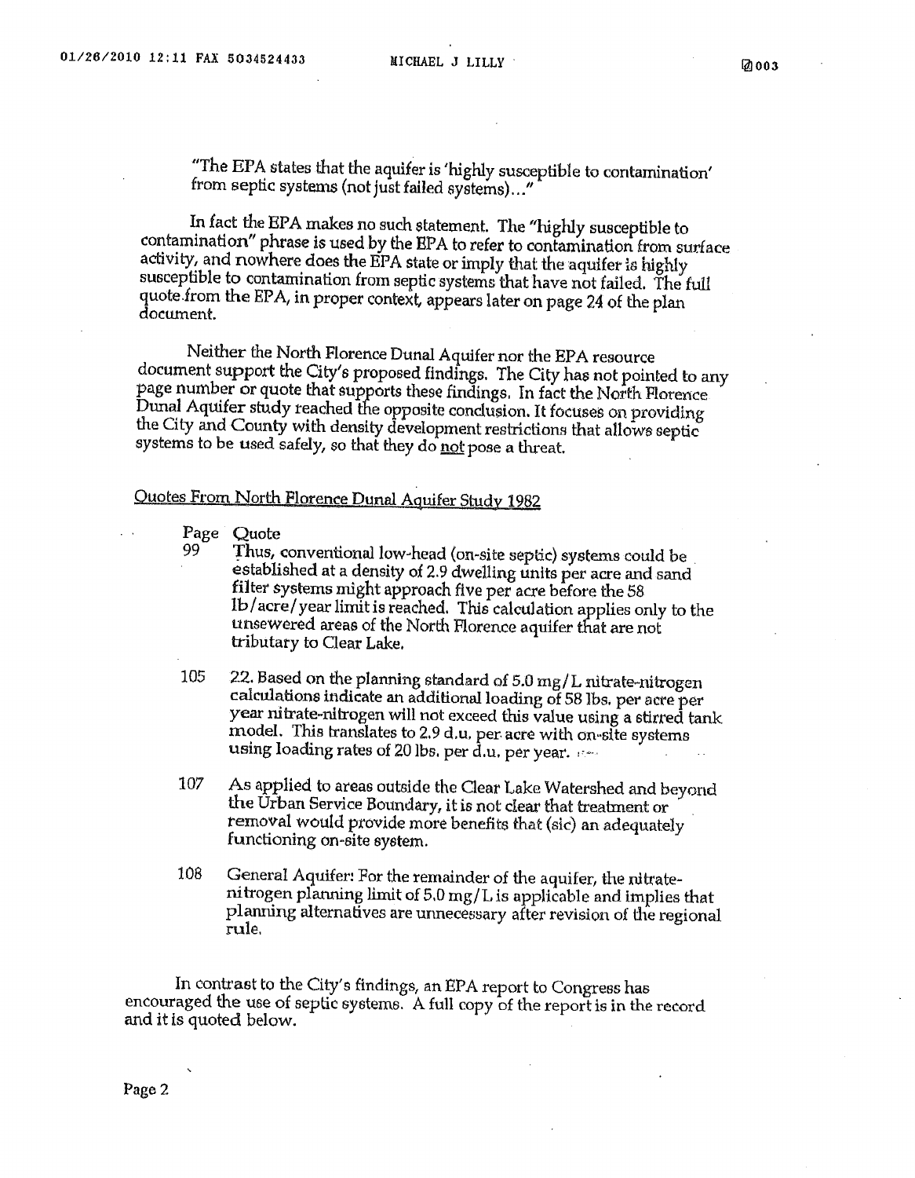"The EPA states that the aquifer is 'highly susceptible to contamination' from septic systems (not just failed systems)..."

In fact the EPA makes no such statement. The "highly susceptible to contamination" phrase is used by the EPA to refer to contamination from surface activity, and nowhere does the EPA state or imply that the aquifer is highly susceptible to contamination from septic systems that have not failed. The full quote from the EPA, in proper context, appears later on page 24 of the plan document.

Neither the North Florence Dunal Aquifer nor the EPA resource document support the City's proposed findings. The City has not pointed to any page number or quote that supports these findings. In fact the North Florence Dunal Aquifer study reached the opposite conclusion. It focuses on providing the City and County with density development restrictions that allows septic systems to be used safely, so that they do <u>not</u> pose a threat.

<u>Quotes From North Florence Dunal Aquifer Study 1982</u>

| Page | Quote |
|---|---|
| 99 | Thus, conventional low-head (on-site septic) systems could be established at a density of 2.9 dwelling units per acre and sand filter systems might approach five per acre before the 58 lb/acre/year limit is reached. This calculation applies only to the unsewered areas of the North Florence aquifer that are not tributary to Clear Lake. |
| 105 | 22. Based on the planning standard of 5.0 mg/L nitrate-nitrogen calculations indicate an additional loading of 58 lbs. per acre per year nitrate-nitrogen will not exceed this value using a stirred tank model. This translates to 2.9 d.u. per acre with on-site systems using loading rates of 20 lbs. per d.u. per year. |
| 107 | As applied to areas outside the Clear Lake Watershed and beyond the Urban Service Boundary, it is not clear that treatment or removal would provide more benefits that (sic) an adequately functioning on-site system. |
| 108 | General Aquifer: For the remainder of the aquifer, the nitrate-nitrogen planning limit of 5.0 mg/L is applicable and implies that planning alternatives are unnecessary after revision of the regional rule. |

In contrast to the City's findings, an EPA report to Congress has encouraged the use of septic systems. A full copy of the report is in the record and it is quoted below.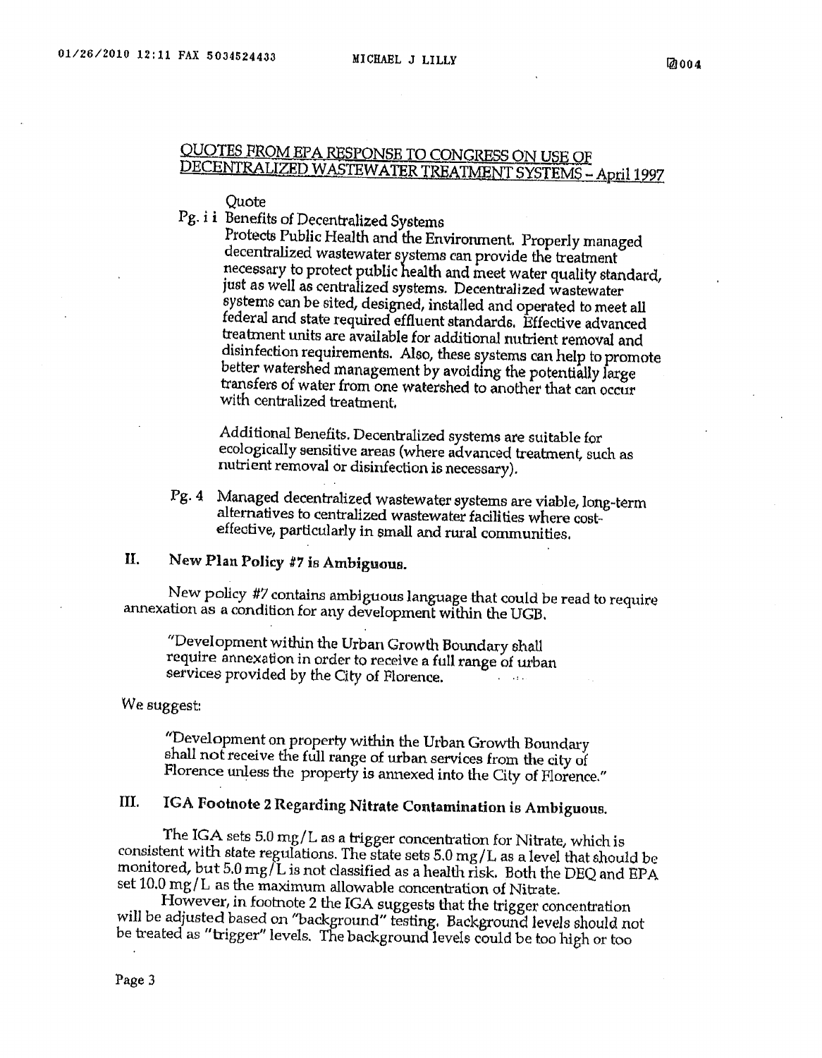## QUOTES FROM EPA RESPONSE TO CONGRESS ON USE OF DECENTRALIZED WASTEWATER TREATMENT SYSTEMS – April 1997

Quote

Pg. i i Benefits of Decentralized Systems

Protects Public Health and the Environment. Properly managed decentralized wastewater systems can provide the treatment necessary to protect public health and meet water quality standard, just as well as centralized systems. Decentralized wastewater systems can be sited, designed, installed and operated to meet all federal and state required effluent standards. Effective advanced treatment units are available for additional nutrient removal and disinfection requirements. Also, these systems can help to promote better watershed management by avoiding the potentially large transfers of water from one watershed to another that can occur with centralized treatment.

Additional Benefits. Decentralized systems are suitable for ecologically sensitive areas (where advanced treatment, such as nutrient removal or disinfection is necessary).

Pg. 4 Managed decentralized wastewater systems are viable, long-term alternatives to centralized wastewater facilities where cost-effective, particularly in small and rural communities.

## II. New Plan Policy #7 is Ambiguous.

New policy #7 contains ambiguous language that could be read to require annexation as a condition for any development within the UGB.

> "Development within the Urban Growth Boundary shall require annexation in order to receive a full range of urban services provided by the City of Florence.

We suggest:

> "Development on property within the Urban Growth Boundary shall not receive the full range of urban services from the city of Florence unless the property is annexed into the City of Florence."

## III. IGA Footnote 2 Regarding Nitrate Contamination is Ambiguous.

The IGA sets 5.0 mg/L as a trigger concentration for Nitrate, which is consistent with state regulations. The state sets 5.0 mg/L as a level that should be monitored, but 5.0 mg/L is not classified as a health risk. Both the DEQ and EPA set 10.0 mg/L as the maximum allowable concentration of Nitrate.

However, in footnote 2 the IGA suggests that the trigger concentration will be adjusted based on "background" testing. Background levels should not be treated as "trigger" levels. The background levels could be too high or too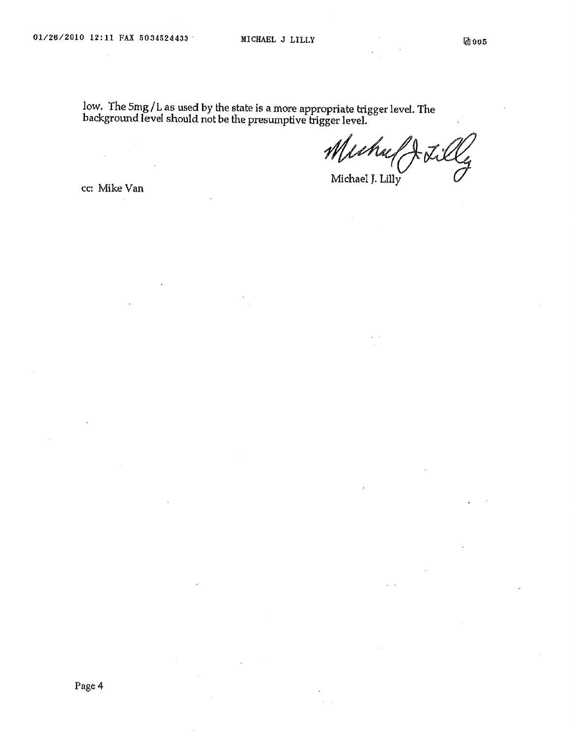low. The 5mg/L as used by the state is a more appropriate trigger level. The background level should not be the presumptive trigger level.

Michael J. Lilly

cc: Mike Van